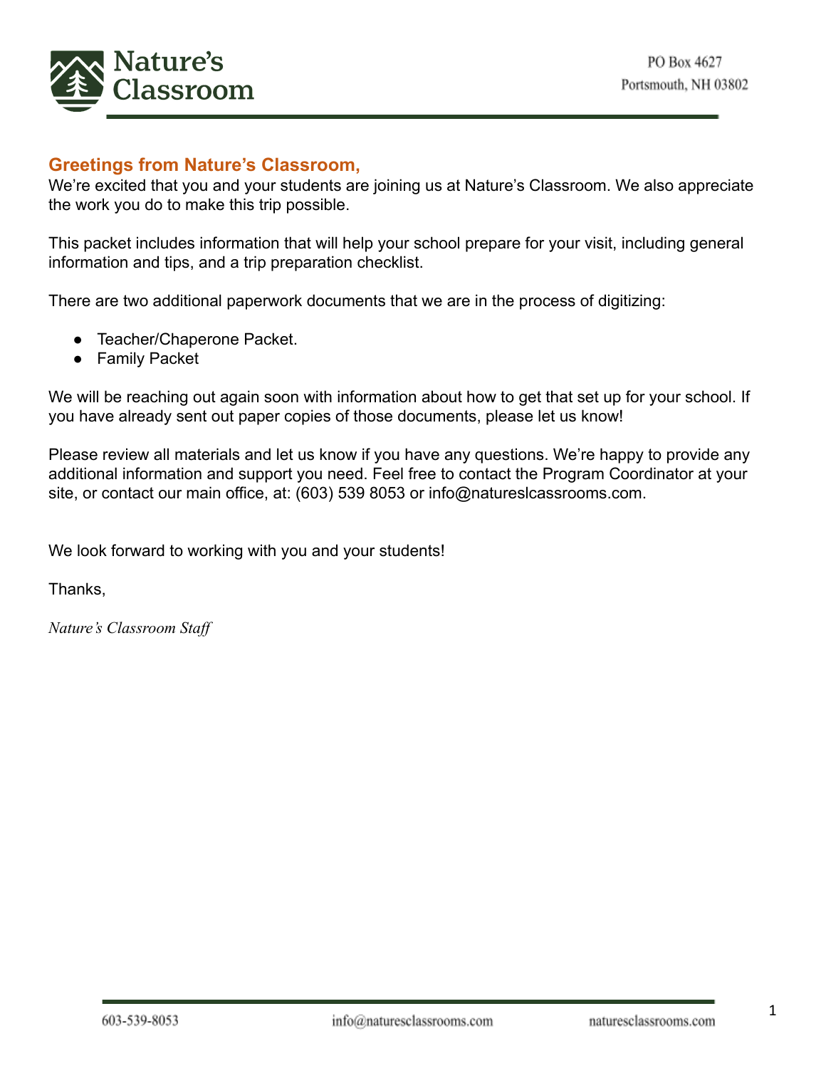Nature's Classroom

PO Box 4627
Portsmouth, NH 03802

## Greetings from Nature's Classroom,

We're excited that you and your students are joining us at Nature's Classroom. We also appreciate the work you do to make this trip possible.

This packet includes information that will help your school prepare for your visit, including general information and tips, and a trip preparation checklist.

There are two additional paperwork documents that we are in the process of digitizing:

- Teacher/Chaperone Packet.
- Family Packet

We will be reaching out again soon with information about how to get that set up for your school. If you have already sent out paper copies of those documents, please let us know!

Please review all materials and let us know if you have any questions. We're happy to provide any additional information and support you need. Feel free to contact the Program Coordinator at your site, or contact our main office, at: (603) 539 8053 or info@natureslcassrooms.com.

We look forward to working with you and your students!

Thanks,

*Nature's Classroom Staff*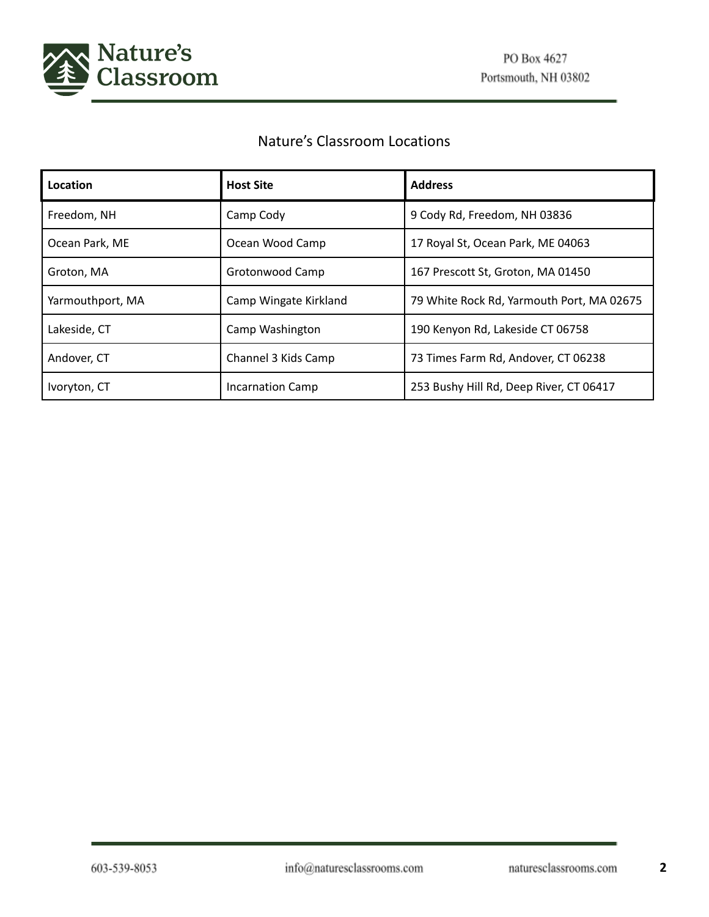## Nature’s Classroom Locations

| Location | Host Site | Address |
|---|---|---|
| Freedom, NH | Camp Cody | 9 Cody Rd, Freedom, NH 03836 |
| Ocean Park, ME | Ocean Wood Camp | 17 Royal St, Ocean Park, ME 04063 |
| Groton, MA | Grotonwood Camp | 167 Prescott St, Groton, MA 01450 |
| Yarmouthport, MA | Camp Wingate Kirkland | 79 White Rock Rd, Yarmouth Port, MA 02675 |
| Lakeside, CT | Camp Washington | 190 Kenyon Rd, Lakeside CT 06758 |
| Andover, CT | Channel 3 Kids Camp | 73 Times Farm Rd, Andover, CT 06238 |
| Ivoryton, CT | Incarnation Camp | 253 Bushy Hill Rd, Deep River, CT 06417 |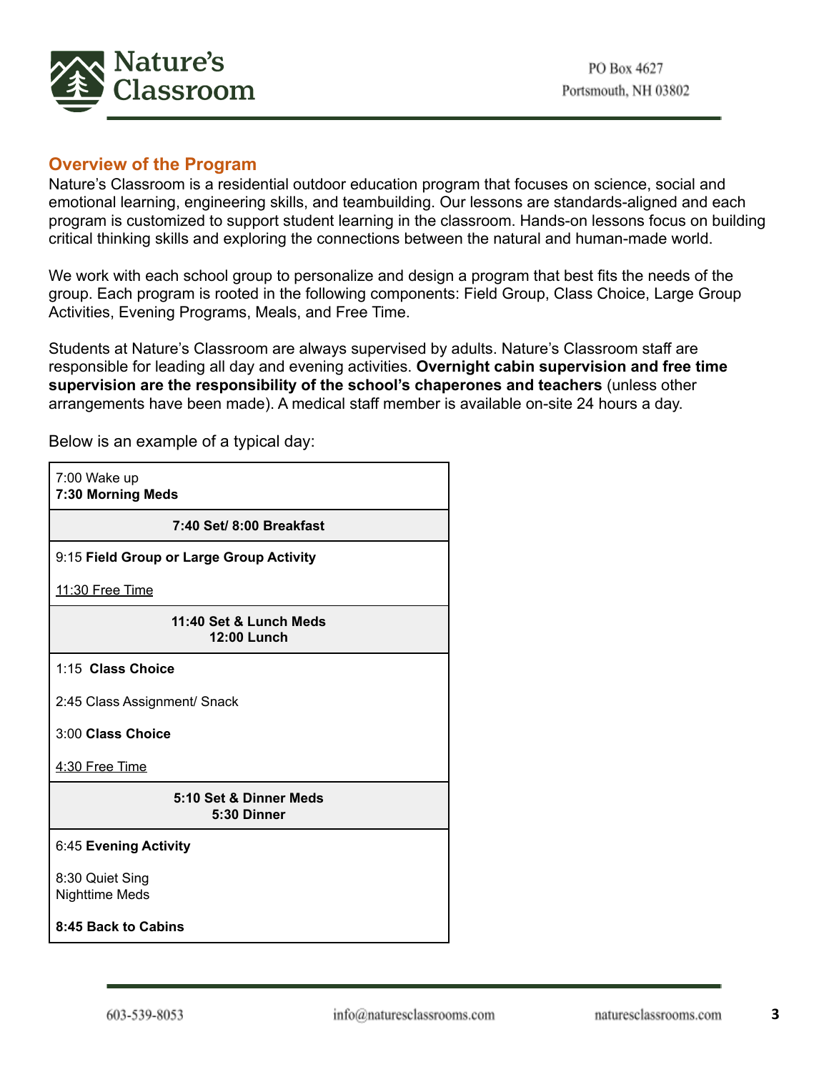## Overview of the Program

Nature's Classroom is a residential outdoor education program that focuses on science, social and emotional learning, engineering skills, and teambuilding. Our lessons are standards-aligned and each program is customized to support student learning in the classroom. Hands-on lessons focus on building critical thinking skills and exploring the connections between the natural and human-made world.

We work with each school group to personalize and design a program that best fits the needs of the group. Each program is rooted in the following components: Field Group, Class Choice, Large Group Activities, Evening Programs, Meals, and Free Time.

Students at Nature's Classroom are always supervised by adults. Nature's Classroom staff are responsible for leading all day and evening activities. **Overnight cabin supervision and free time supervision are the responsibility of the school's chaperones and teachers** (unless other arrangements have been made). A medical staff member is available on-site 24 hours a day.

Below is an example of a typical day:

| |
|---|
| 7:00 Wake up<br>**7:30 Morning Meds** |
| **7:40 Set/ 8:00 Breakfast** |
| 9:15 **Field Group or Large Group Activity**<br><br>11:30 Free Time |
| **11:40 Set & Lunch Meds**<br>**12:00 Lunch** |
| 1:15 **Class Choice**<br><br>2:45 Class Assignment/ Snack<br><br>3:00 **Class Choice**<br><br>4:30 Free Time |
| **5:10 Set & Dinner Meds**<br>**5:30 Dinner** |
| 6:45 **Evening Activity**<br><br>8:30 Quiet Sing<br>Nighttime Meds<br><br>**8:45 Back to Cabins** |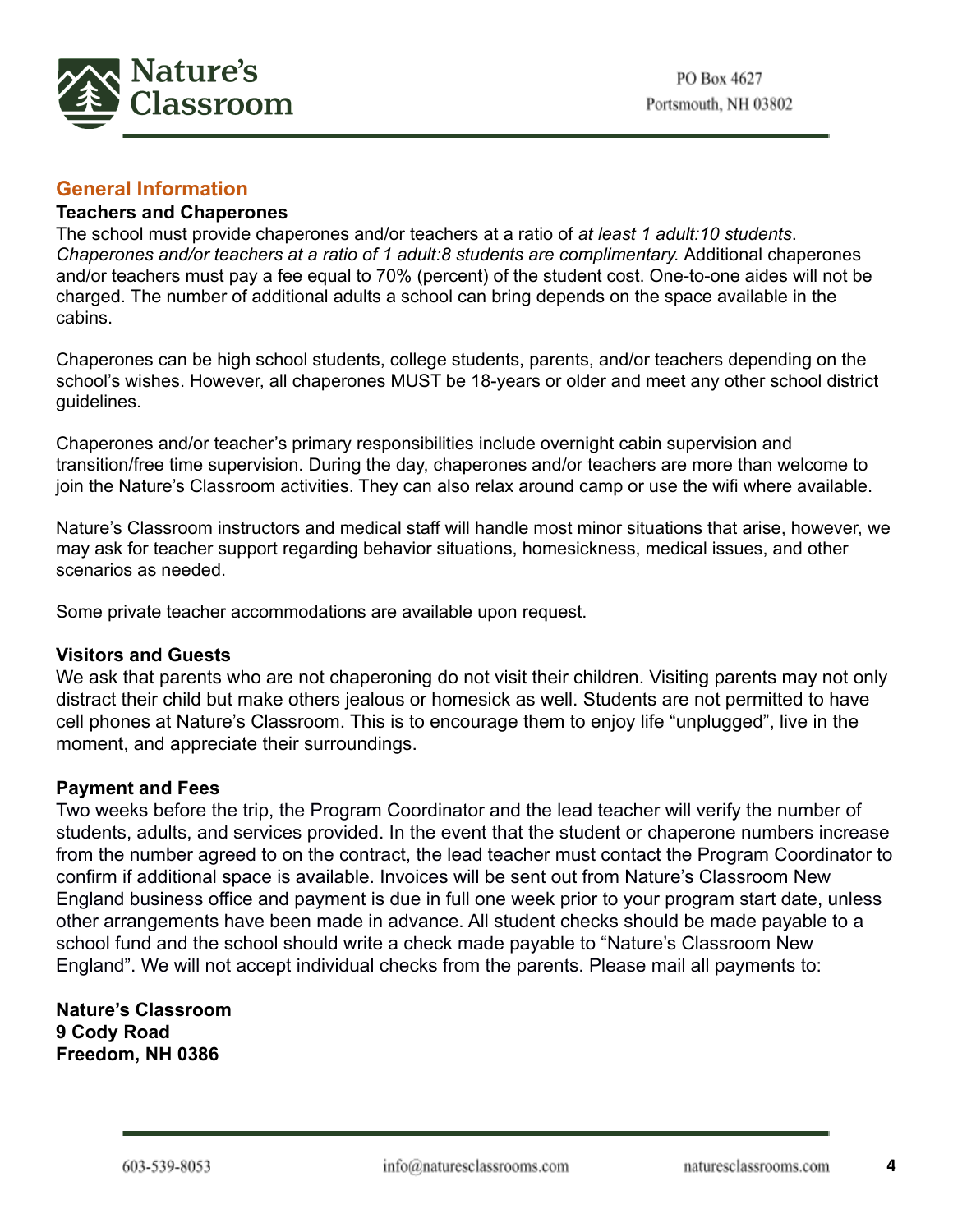## General Information

### Teachers and Chaperones

The school must provide chaperones and/or teachers at a ratio of *at least 1 adult:10 students*. *Chaperones and/or teachers at a ratio of 1 adult:8 students are complimentary.* Additional chaperones and/or teachers must pay a fee equal to 70% (percent) of the student cost. One-to-one aides will not be charged. The number of additional adults a school can bring depends on the space available in the cabins.

Chaperones can be high school students, college students, parents, and/or teachers depending on the school's wishes. However, all chaperones MUST be 18-years or older and meet any other school district guidelines.

Chaperones and/or teacher's primary responsibilities include overnight cabin supervision and transition/free time supervision. During the day, chaperones and/or teachers are more than welcome to join the Nature's Classroom activities. They can also relax around camp or use the wifi where available.

Nature's Classroom instructors and medical staff will handle most minor situations that arise, however, we may ask for teacher support regarding behavior situations, homesickness, medical issues, and other scenarios as needed.

Some private teacher accommodations are available upon request.

### Visitors and Guests

We ask that parents who are not chaperoning do not visit their children. Visiting parents may not only distract their child but make others jealous or homesick as well. Students are not permitted to have cell phones at Nature's Classroom. This is to encourage them to enjoy life "unplugged", live in the moment, and appreciate their surroundings.

### Payment and Fees

Two weeks before the trip, the Program Coordinator and the lead teacher will verify the number of students, adults, and services provided. In the event that the student or chaperone numbers increase from the number agreed to on the contract, the lead teacher must contact the Program Coordinator to confirm if additional space is available. Invoices will be sent out from Nature's Classroom New England business office and payment is due in full one week prior to your program start date, unless other arrangements have been made in advance. All student checks should be made payable to a school fund and the school should write a check made payable to "Nature's Classroom New England". We will not accept individual checks from the parents. Please mail all payments to:

**Nature's Classroom**
**9 Cody Road**
**Freedom, NH 0386**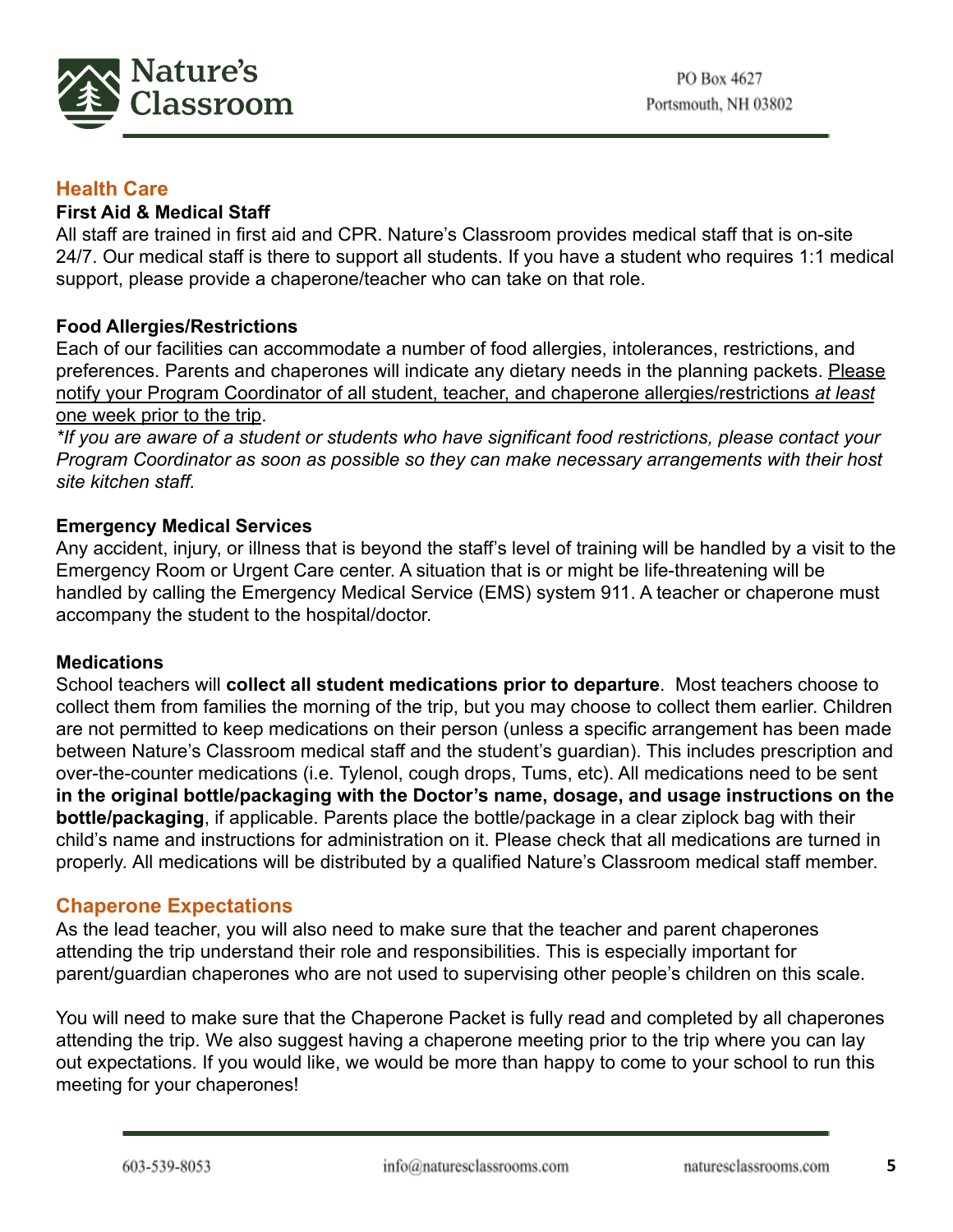## Health Care

### First Aid & Medical Staff

All staff are trained in first aid and CPR. Nature's Classroom provides medical staff that is on-site 24/7. Our medical staff is there to support all students. If you have a student who requires 1:1 medical support, please provide a chaperone/teacher who can take on that role.

### Food Allergies/Restrictions

Each of our facilities can accommodate a number of food allergies, intolerances, restrictions, and preferences. Parents and chaperones will indicate any dietary needs in the planning packets. Please notify your Program Coordinator of all student, teacher, and chaperone allergies/restrictions *at least* one week prior to the trip.

**If you are aware of a student or students who have significant food restrictions, please contact your Program Coordinator as soon as possible so they can make necessary arrangements with their host site kitchen staff.*

### Emergency Medical Services

Any accident, injury, or illness that is beyond the staff's level of training will be handled by a visit to the Emergency Room or Urgent Care center. A situation that is or might be life-threatening will be handled by calling the Emergency Medical Service (EMS) system 911. A teacher or chaperone must accompany the student to the hospital/doctor.

### Medications

School teachers will **collect all student medications prior to departure**. Most teachers choose to collect them from families the morning of the trip, but you may choose to collect them earlier. Children are not permitted to keep medications on their person (unless a specific arrangement has been made between Nature's Classroom medical staff and the student's guardian). This includes prescription and over-the-counter medications (i.e. Tylenol, cough drops, Tums, etc). All medications need to be sent **in the original bottle/packaging with the Doctor's name, dosage, and usage instructions on the bottle/packaging**, if applicable. Parents place the bottle/package in a clear ziplock bag with their child's name and instructions for administration on it. Please check that all medications are turned in properly. All medications will be distributed by a qualified Nature's Classroom medical staff member.

## Chaperone Expectations

As the lead teacher, you will also need to make sure that the teacher and parent chaperones attending the trip understand their role and responsibilities. This is especially important for parent/guardian chaperones who are not used to supervising other people's children on this scale.

You will need to make sure that the Chaperone Packet is fully read and completed by all chaperones attending the trip. We also suggest having a chaperone meeting prior to the trip where you can lay out expectations. If you would like, we would be more than happy to come to your school to run this meeting for your chaperones!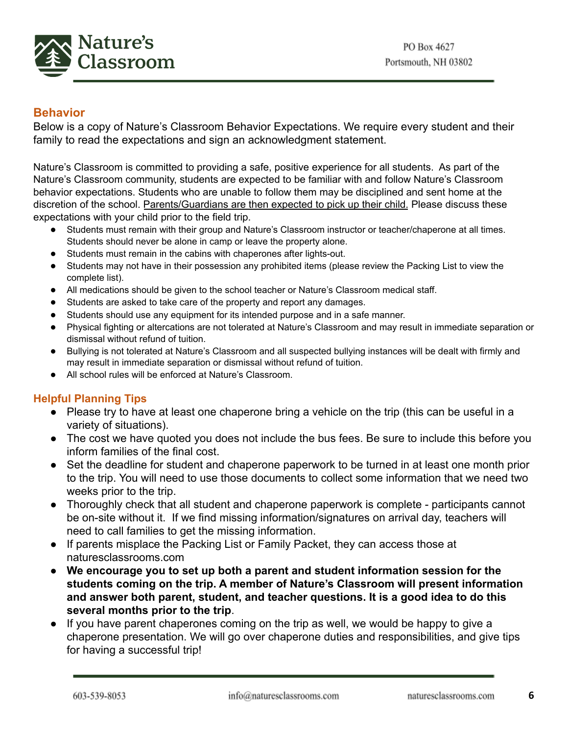## Behavior

Below is a copy of Nature's Classroom Behavior Expectations. We require every student and their family to read the expectations and sign an acknowledgment statement.

Nature's Classroom is committed to providing a safe, positive experience for all students. As part of the Nature's Classroom community, students are expected to be familiar with and follow Nature's Classroom behavior expectations. Students who are unable to follow them may be disciplined and sent home at the discretion of the school. <u>Parents/Guardians are then expected to pick up their child.</u> Please discuss these expectations with your child prior to the field trip.

- Students must remain with their group and Nature's Classroom instructor or teacher/chaperone at all times. Students should never be alone in camp or leave the property alone.
- Students must remain in the cabins with chaperones after lights-out.
- Students may not have in their possession any prohibited items (please review the Packing List to view the complete list).
- All medications should be given to the school teacher or Nature's Classroom medical staff.
- Students are asked to take care of the property and report any damages.
- Students should use any equipment for its intended purpose and in a safe manner.
- Physical fighting or altercations are not tolerated at Nature's Classroom and may result in immediate separation or dismissal without refund of tuition.
- Bullying is not tolerated at Nature's Classroom and all suspected bullying instances will be dealt with firmly and may result in immediate separation or dismissal without refund of tuition.
- All school rules will be enforced at Nature's Classroom.

## Helpful Planning Tips

- Please try to have at least one chaperone bring a vehicle on the trip (this can be useful in a variety of situations).
- The cost we have quoted you does not include the bus fees. Be sure to include this before you inform families of the final cost.
- Set the deadline for student and chaperone paperwork to be turned in at least one month prior to the trip. You will need to use those documents to collect some information that we need two weeks prior to the trip.
- Thoroughly check that all student and chaperone paperwork is complete - participants cannot be on-site without it. If we find missing information/signatures on arrival day, teachers will need to call families to get the missing information.
- If parents misplace the Packing List or Family Packet, they can access those at naturesclassrooms.com
- **We encourage you to set up both a parent and student information session for the students coming on the trip. A member of Nature's Classroom will present information and answer both parent, student, and teacher questions. It is a good idea to do this several months prior to the trip**.
- If you have parent chaperones coming on the trip as well, we would be happy to give a chaperone presentation. We will go over chaperone duties and responsibilities, and give tips for having a successful trip!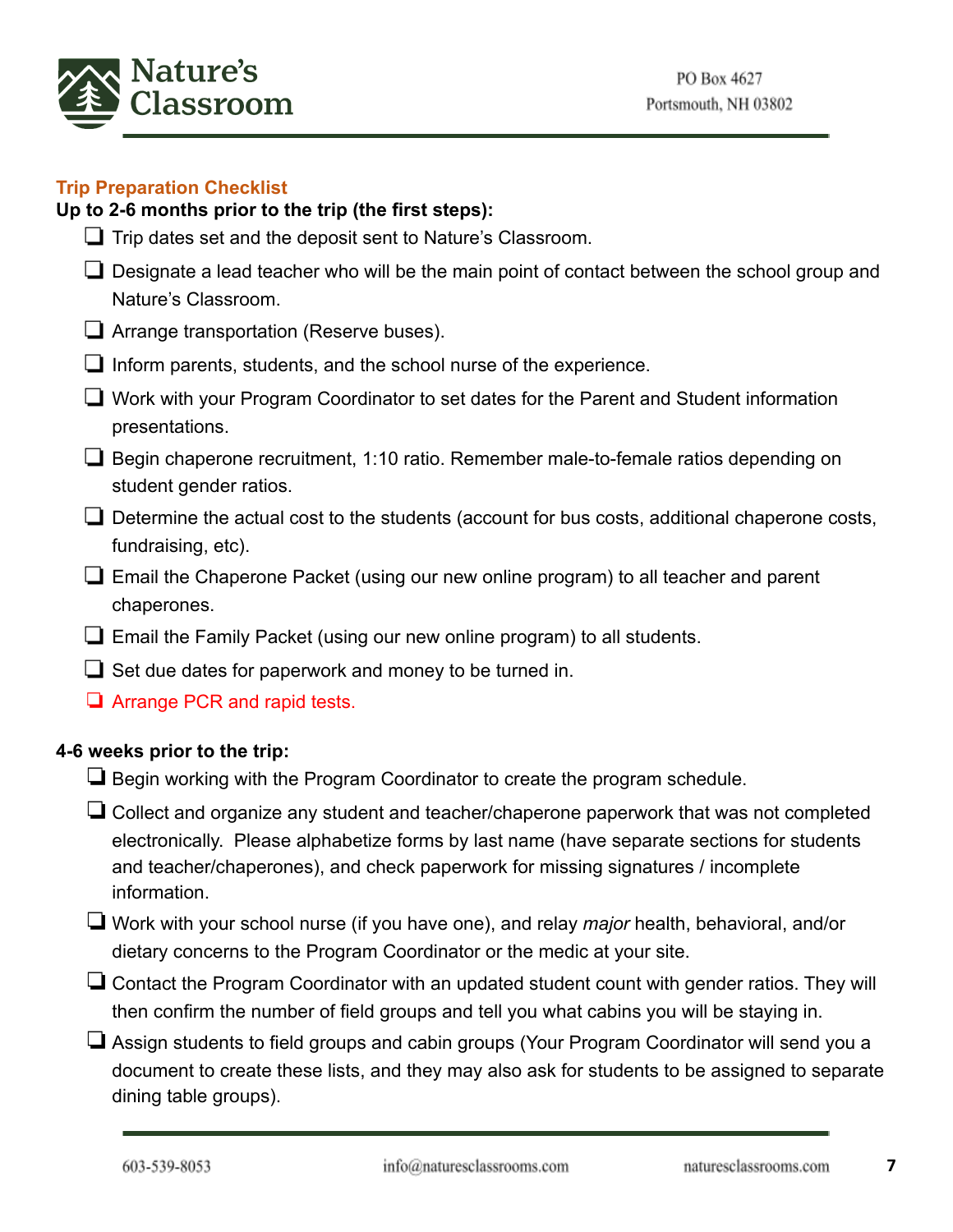## Trip Preparation Checklist

**Up to 2-6 months prior to the trip (the first steps):**

- [ ] Trip dates set and the deposit sent to Nature's Classroom.
- [ ] Designate a lead teacher who will be the main point of contact between the school group and Nature's Classroom.
- [ ] Arrange transportation (Reserve buses).
- [ ] Inform parents, students, and the school nurse of the experience.
- [ ] Work with your Program Coordinator to set dates for the Parent and Student information presentations.
- [ ] Begin chaperone recruitment, 1:10 ratio. Remember male-to-female ratios depending on student gender ratios.
- [ ] Determine the actual cost to the students (account for bus costs, additional chaperone costs, fundraising, etc).
- [ ] Email the Chaperone Packet (using our new online program) to all teacher and parent chaperones.
- [ ] Email the Family Packet (using our new online program) to all students.
- [ ] Set due dates for paperwork and money to be turned in.
- [ ] Arrange PCR and rapid tests.

**4-6 weeks prior to the trip:**

- [ ] Begin working with the Program Coordinator to create the program schedule.
- [ ] Collect and organize any student and teacher/chaperone paperwork that was not completed electronically. Please alphabetize forms by last name (have separate sections for students and teacher/chaperones), and check paperwork for missing signatures / incomplete information.
- [ ] Work with your school nurse (if you have one), and relay *major* health, behavioral, and/or dietary concerns to the Program Coordinator or the medic at your site.
- [ ] Contact the Program Coordinator with an updated student count with gender ratios. They will then confirm the number of field groups and tell you what cabins you will be staying in.
- [ ] Assign students to field groups and cabin groups (Your Program Coordinator will send you a document to create these lists, and they may also ask for students to be assigned to separate dining table groups).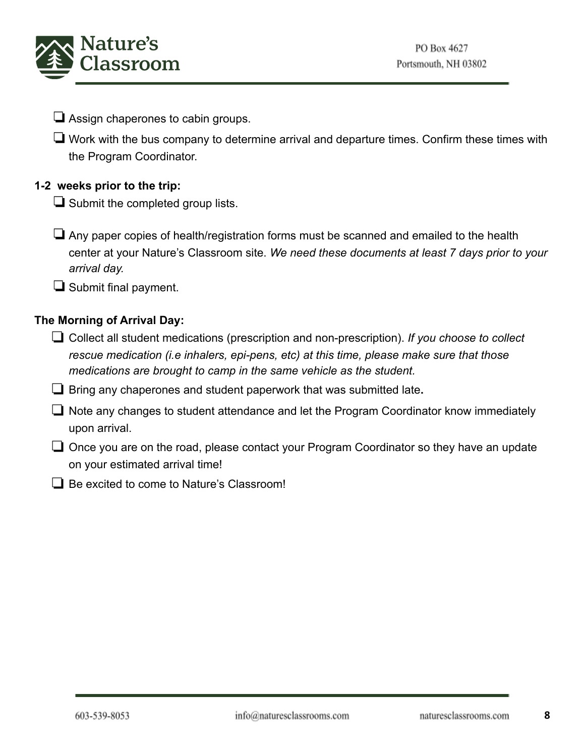- [ ] Assign chaperones to cabin groups.
- [ ] Work with the bus company to determine arrival and departure times. Confirm these times with the Program Coordinator.

**1-2 weeks prior to the trip:**

- [ ] Submit the completed group lists.
- [ ] Any paper copies of health/registration forms must be scanned and emailed to the health center at your Nature's Classroom site. *We need these documents at least 7 days prior to your arrival day.*
- [ ] Submit final payment.

**The Morning of Arrival Day:**

- [ ] Collect all student medications (prescription and non-prescription). *If you choose to collect rescue medication (i.e inhalers, epi-pens, etc) at this time, please make sure that those medications are brought to camp in the same vehicle as the student.*
- [ ] Bring any chaperones and student paperwork that was submitted late.
- [ ] Note any changes to student attendance and let the Program Coordinator know immediately upon arrival.
- [ ] Once you are on the road, please contact your Program Coordinator so they have an update on your estimated arrival time!
- [ ] Be excited to come to Nature's Classroom!